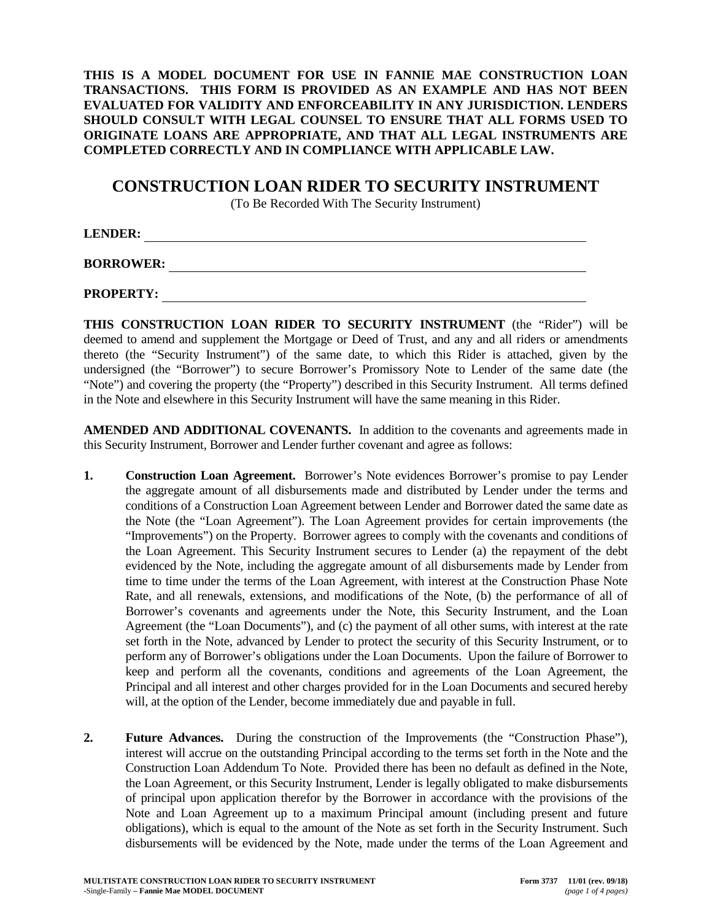**THIS IS A MODEL DOCUMENT FOR USE IN FANNIE MAE CONSTRUCTION LOAN TRANSACTIONS. THIS FORM IS PROVIDED AS AN EXAMPLE AND HAS NOT BEEN EVALUATED FOR VALIDITY AND ENFORCEABILITY IN ANY JURISDICTION. LENDERS SHOULD CONSULT WITH LEGAL COUNSEL TO ENSURE THAT ALL FORMS USED TO ORIGINATE LOANS ARE APPROPRIATE, AND THAT ALL LEGAL INSTRUMENTS ARE COMPLETED CORRECTLY AND IN COMPLIANCE WITH APPLICABLE LAW.**

# CONSTRUCTION LOAN RIDER TO SECURITY INSTRUMENT

(To Be Recorded With The Security Instrument)

**LENDER:** ______________________________________________________________

**BORROWER:** ___________________________________________________________

**PROPERTY:** ____________________________________________________________

**THIS CONSTRUCTION LOAN RIDER TO SECURITY INSTRUMENT** (the "Rider") will be deemed to amend and supplement the Mortgage or Deed of Trust, and any and all riders or amendments thereto (the "Security Instrument") of the same date, to which this Rider is attached, given by the undersigned (the "Borrower") to secure Borrower's Promissory Note to Lender of the same date (the "Note") and covering the property (the "Property") described in this Security Instrument. All terms defined in the Note and elsewhere in this Security Instrument will have the same meaning in this Rider.

**AMENDED AND ADDITIONAL COVENANTS.** In addition to the covenants and agreements made in this Security Instrument, Borrower and Lender further covenant and agree as follows:

1. **Construction Loan Agreement.** Borrower's Note evidences Borrower's promise to pay Lender the aggregate amount of all disbursements made and distributed by Lender under the terms and conditions of a Construction Loan Agreement between Lender and Borrower dated the same date as the Note (the "Loan Agreement"). The Loan Agreement provides for certain improvements (the "Improvements") on the Property. Borrower agrees to comply with the covenants and conditions of the Loan Agreement. This Security Instrument secures to Lender (a) the repayment of the debt evidenced by the Note, including the aggregate amount of all disbursements made by Lender from time to time under the terms of the Loan Agreement, with interest at the Construction Phase Note Rate, and all renewals, extensions, and modifications of the Note, (b) the performance of all of Borrower's covenants and agreements under the Note, this Security Instrument, and the Loan Agreement (the "Loan Documents"), and (c) the payment of all other sums, with interest at the rate set forth in the Note, advanced by Lender to protect the security of this Security Instrument, or to perform any of Borrower's obligations under the Loan Documents. Upon the failure of Borrower to keep and perform all the covenants, conditions and agreements of the Loan Agreement, the Principal and all interest and other charges provided for in the Loan Documents and secured hereby will, at the option of the Lender, become immediately due and payable in full.

2. **Future Advances.** During the construction of the Improvements (the "Construction Phase"), interest will accrue on the outstanding Principal according to the terms set forth in the Note and the Construction Loan Addendum To Note. Provided there has been no default as defined in the Note, the Loan Agreement, or this Security Instrument, Lender is legally obligated to make disbursements of principal upon application therefor by the Borrower in accordance with the provisions of the Note and Loan Agreement up to a maximum Principal amount (including present and future obligations), which is equal to the amount of the Note as set forth in the Security Instrument. Such disbursements will be evidenced by the Note, made under the terms of the Loan Agreement and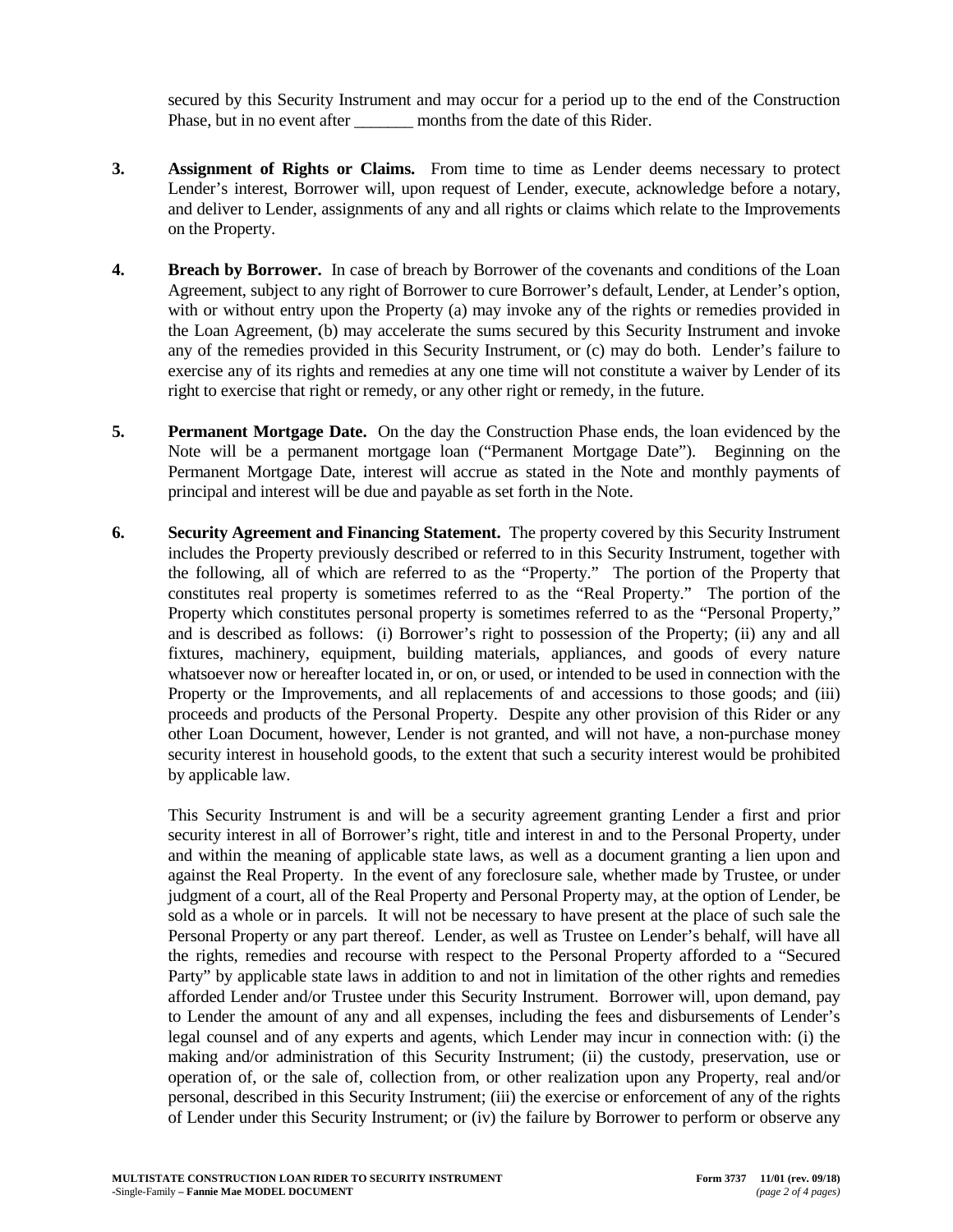secured by this Security Instrument and may occur for a period up to the end of the Construction Phase, but in no event after _______ months from the date of this Rider.

3. **Assignment of Rights or Claims.** From time to time as Lender deems necessary to protect Lender's interest, Borrower will, upon request of Lender, execute, acknowledge before a notary, and deliver to Lender, assignments of any and all rights or claims which relate to the Improvements on the Property.

4. **Breach by Borrower.** In case of breach by Borrower of the covenants and conditions of the Loan Agreement, subject to any right of Borrower to cure Borrower's default, Lender, at Lender's option, with or without entry upon the Property (a) may invoke any of the rights or remedies provided in the Loan Agreement, (b) may accelerate the sums secured by this Security Instrument and invoke any of the remedies provided in this Security Instrument, or (c) may do both. Lender's failure to exercise any of its rights and remedies at any one time will not constitute a waiver by Lender of its right to exercise that right or remedy, or any other right or remedy, in the future.

5. **Permanent Mortgage Date.** On the day the Construction Phase ends, the loan evidenced by the Note will be a permanent mortgage loan ("Permanent Mortgage Date"). Beginning on the Permanent Mortgage Date, interest will accrue as stated in the Note and monthly payments of principal and interest will be due and payable as set forth in the Note.

6. **Security Agreement and Financing Statement.** The property covered by this Security Instrument includes the Property previously described or referred to in this Security Instrument, together with the following, all of which are referred to as the "Property." The portion of the Property that constitutes real property is sometimes referred to as the "Real Property." The portion of the Property which constitutes personal property is sometimes referred to as the "Personal Property," and is described as follows: (i) Borrower's right to possession of the Property; (ii) any and all fixtures, machinery, equipment, building materials, appliances, and goods of every nature whatsoever now or hereafter located in, or on, or used, or intended to be used in connection with the Property or the Improvements, and all replacements of and accessions to those goods; and (iii) proceeds and products of the Personal Property. Despite any other provision of this Rider or any other Loan Document, however, Lender is not granted, and will not have, a non-purchase money security interest in household goods, to the extent that such a security interest would be prohibited by applicable law.

   This Security Instrument is and will be a security agreement granting Lender a first and prior security interest in all of Borrower's right, title and interest in and to the Personal Property, under and within the meaning of applicable state laws, as well as a document granting a lien upon and against the Real Property. In the event of any foreclosure sale, whether made by Trustee, or under judgment of a court, all of the Real Property and Personal Property may, at the option of Lender, be sold as a whole or in parcels. It will not be necessary to have present at the place of such sale the Personal Property or any part thereof. Lender, as well as Trustee on Lender's behalf, will have all the rights, remedies and recourse with respect to the Personal Property afforded to a "Secured Party" by applicable state laws in addition to and not in limitation of the other rights and remedies afforded Lender and/or Trustee under this Security Instrument. Borrower will, upon demand, pay to Lender the amount of any and all expenses, including the fees and disbursements of Lender's legal counsel and of any experts and agents, which Lender may incur in connection with: (i) the making and/or administration of this Security Instrument; (ii) the custody, preservation, use or operation of, or the sale of, collection from, or other realization upon any Property, real and/or personal, described in this Security Instrument; (iii) the exercise or enforcement of any of the rights of Lender under this Security Instrument; or (iv) the failure by Borrower to perform or observe any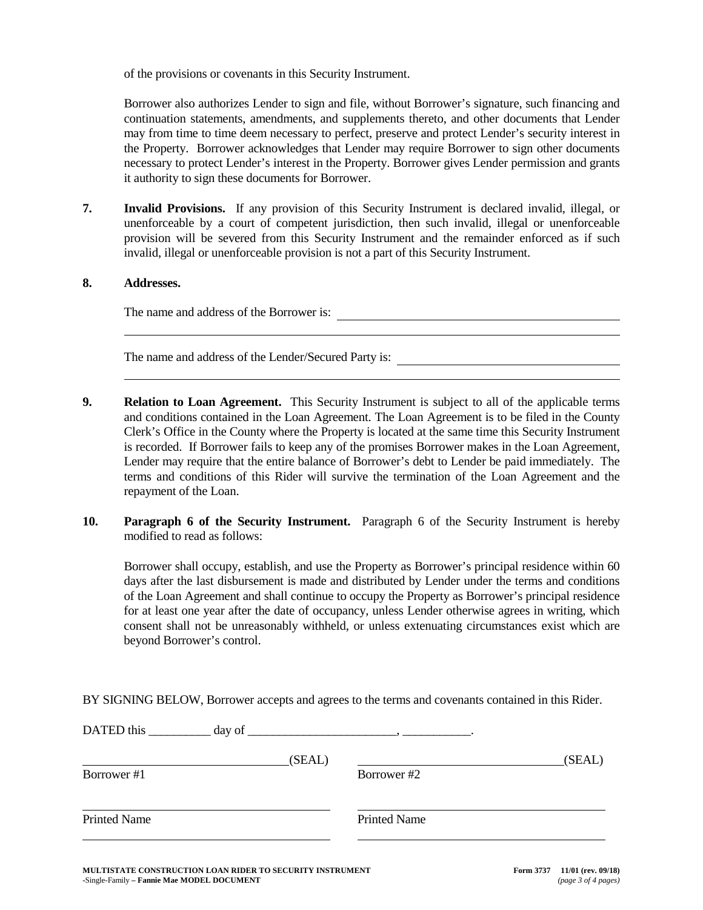of the provisions or covenants in this Security Instrument.

Borrower also authorizes Lender to sign and file, without Borrower's signature, such financing and continuation statements, amendments, and supplements thereto, and other documents that Lender may from time to time deem necessary to perfect, preserve and protect Lender's security interest in the Property. Borrower acknowledges that Lender may require Borrower to sign other documents necessary to protect Lender's interest in the Property. Borrower gives Lender permission and grants it authority to sign these documents for Borrower.

**7. Invalid Provisions.** If any provision of this Security Instrument is declared invalid, illegal, or unenforceable by a court of competent jurisdiction, then such invalid, illegal or unenforceable provision will be severed from this Security Instrument and the remainder enforced as if such invalid, illegal or unenforceable provision is not a part of this Security Instrument.

**8. Addresses.**

The name and address of the Borrower is: ______________________________________________

______________________________________________________________________________

The name and address of the Lender/Secured Party is: ____________________________________

______________________________________________________________________________

**9. Relation to Loan Agreement.** This Security Instrument is subject to all of the applicable terms and conditions contained in the Loan Agreement. The Loan Agreement is to be filed in the County Clerk's Office in the County where the Property is located at the same time this Security Instrument is recorded. If Borrower fails to keep any of the promises Borrower makes in the Loan Agreement, Lender may require that the entire balance of Borrower's debt to Lender be paid immediately. The terms and conditions of this Rider will survive the termination of the Loan Agreement and the repayment of the Loan.

**10. Paragraph 6 of the Security Instrument.** Paragraph 6 of the Security Instrument is hereby modified to read as follows:

Borrower shall occupy, establish, and use the Property as Borrower's principal residence within 60 days after the last disbursement is made and distributed by Lender under the terms and conditions of the Loan Agreement and shall continue to occupy the Property as Borrower's principal residence for at least one year after the date of occupancy, unless Lender otherwise agrees in writing, which consent shall not be unreasonably withheld, or unless extenuating circumstances exist which are beyond Borrower's control.

BY SIGNING BELOW, Borrower accepts and agrees to the terms and covenants contained in this Rider.

DATED this __________ day of ________________________, ___________.

| | |
|---|---|
| _______________________________(SEAL) | _______________________________(SEAL) |
| Borrower #1 | Borrower #2 |
| _______________________________ | _______________________________ |
| Printed Name | Printed Name |
| _______________________________ | _______________________________ |

**MULTISTATE CONSTRUCTION LOAN RIDER TO SECURITY INSTRUMENT** -Single-Family – **Fannie Mae MODEL DOCUMENT** — **Form 3737 11/01 (rev. 09/18)**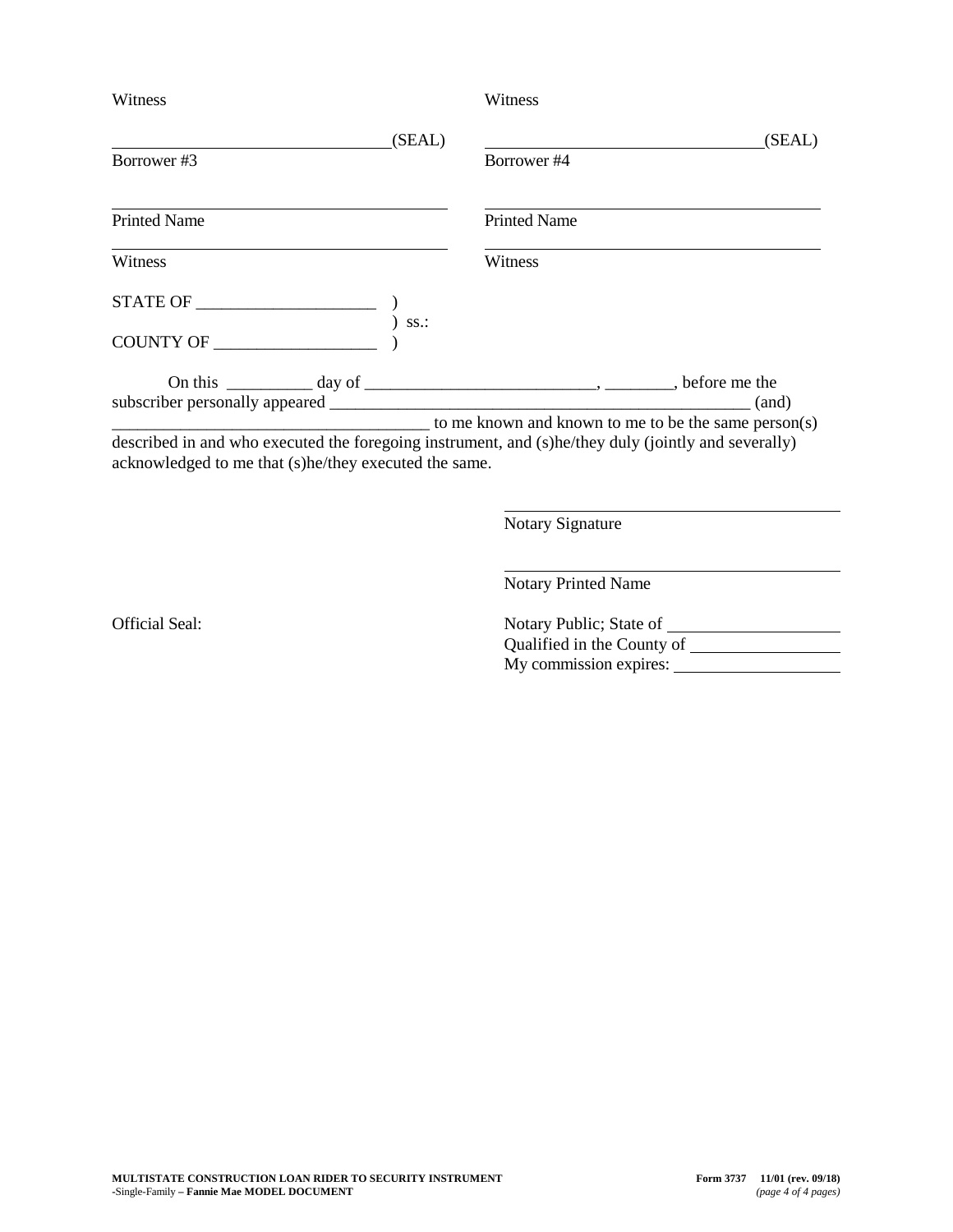| | |
|---|---|
| Witness | Witness |
| _______________________________(SEAL) | _______________________________(SEAL) |
| Borrower #3 | Borrower #4 |
| _______________________________ | _______________________________ |
| Printed Name | Printed Name |
| _______________________________ | _______________________________ |
| Witness | Witness |

STATE OF _____________________ )
) ss.:
COUNTY OF ___________________ )

On this __________ day of ___________________________, ________, before me the subscriber personally appeared __________________________________________________ (and) ______________________________________ to me known and known to me to be the same person(s) described in and who executed the foregoing instrument, and (s)he/they duly (jointly and severally) acknowledged to me that (s)he/they executed the same.

_______________________________
Notary Signature

_______________________________
Notary Printed Name

Official Seal:

Notary Public; State of ____________________
Qualified in the County of _________________
My commission expires: ___________________

**MULTISTATE CONSTRUCTION LOAN RIDER TO SECURITY INSTRUMENT**
-Single-Family – **Fannie Mae MODEL DOCUMENT**

**Form 3737 11/01 (rev. 09/18)**